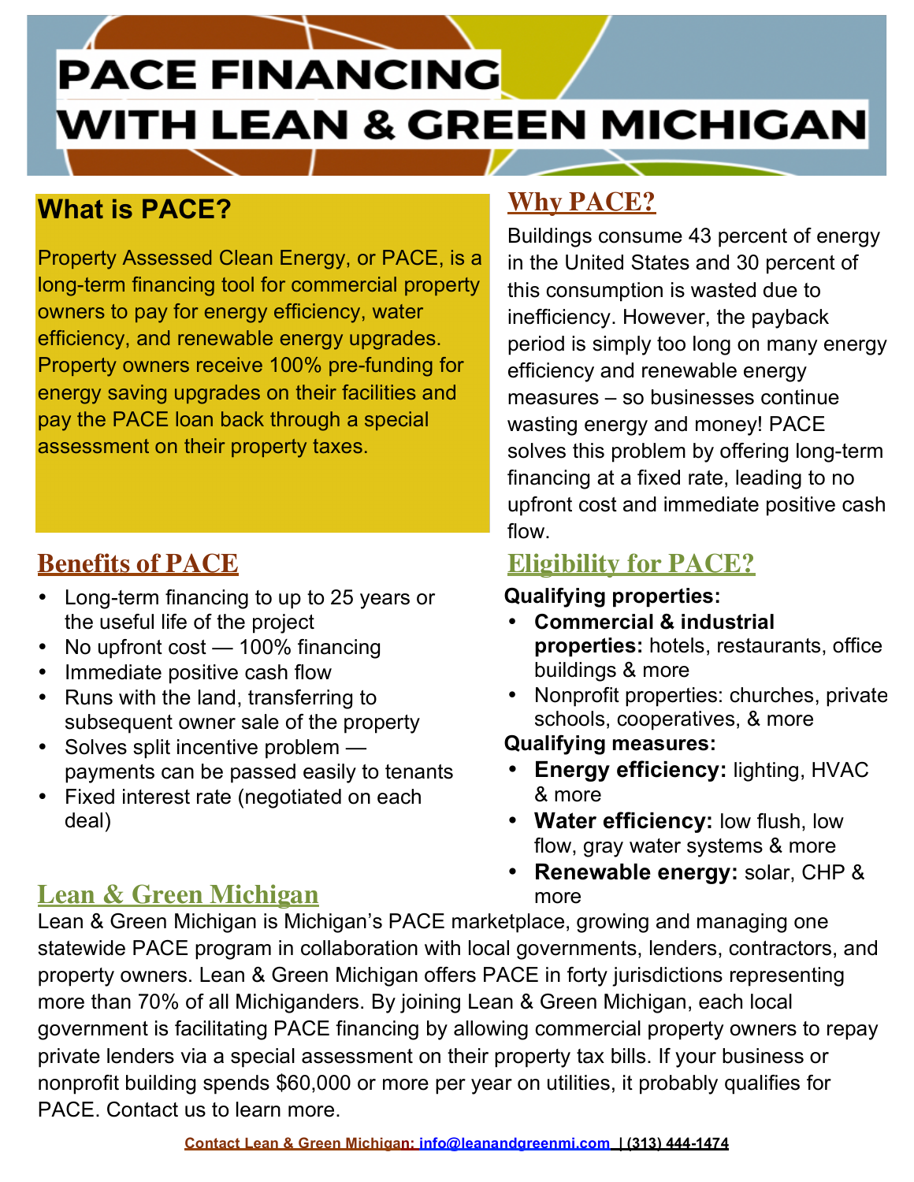# PACE FINANCING WITH LEAN & GREEN MICHIGAN

## What is PACE?

Property Assessed Clean Energy, or PACE, is a long-term financing tool for commercial property owners to pay for energy efficiency, water efficiency, and renewable energy upgrades. Property owners receive 100% pre-funding for energy saving upgrades on their facilities and pay the PACE loan back through a special assessment on their property taxes.

## Why PACE?

Buildings consume 43 percent of energy in the United States and 30 percent of this consumption is wasted due to inefficiency. However, the payback period is simply too long on many energy efficiency and renewable energy measures – so businesses continue wasting energy and money! PACE solves this problem by offering long-term financing at a fixed rate, leading to no upfront cost and immediate positive cash flow.

## Benefits of PACE

- Long-term financing to up to 25 years or the useful life of the project
- No upfront cost — 100% financing
- Immediate positive cash flow
- Runs with the land, transferring to subsequent owner sale of the property
- Solves split incentive problem — payments can be passed easily to tenants
- Fixed interest rate (negotiated on each deal)

## Eligibility for PACE?

**Qualifying properties:**

- **Commercial & industrial properties:** hotels, restaurants, office buildings & more
- Nonprofit properties: churches, private schools, cooperatives, & more

**Qualifying measures:**

- **Energy efficiency:** lighting, HVAC & more
- **Water efficiency:** low flush, low flow, gray water systems & more
- **Renewable energy:** solar, CHP & more

## Lean & Green Michigan

Lean & Green Michigan is Michigan's PACE marketplace, growing and managing one statewide PACE program in collaboration with local governments, lenders, contractors, and property owners. Lean & Green Michigan offers PACE in forty jurisdictions representing more than 70% of all Michiganders. By joining Lean & Green Michigan, each local government is facilitating PACE financing by allowing commercial property owners to repay private lenders via a special assessment on their property tax bills. If your business or nonprofit building spends $60,000 or more per year on utilities, it probably qualifies for PACE. Contact us to learn more.

Contact Lean & Green Michigan: info@leanandgreenmi.com | (313) 444-1474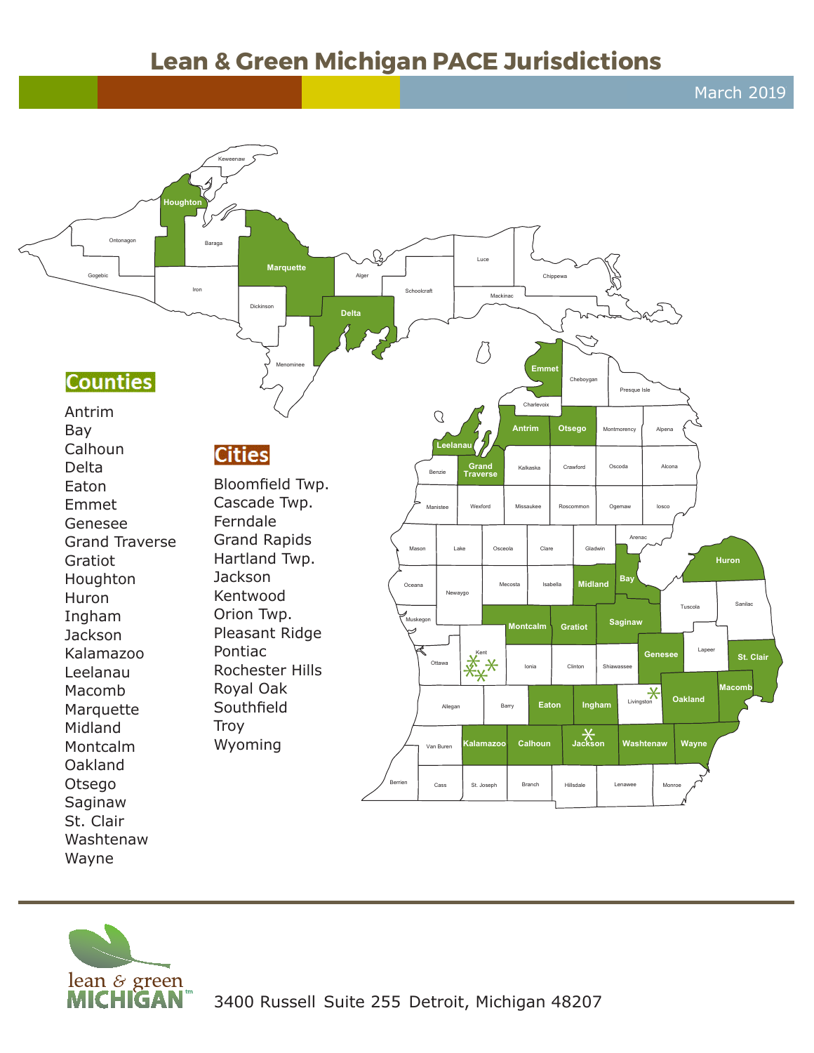# Lean & Green Michigan PACE Jurisdictions

March 2019

Keweenaw
Houghton
Ontonagon
Baraga
Gogebic
Iron
Marquette
Alger
Luce
Chippewa
Schoolcraft
Mackinac
Dickinson
Delta
Menominee
Emmet
Cheboygan
Presque Isle
Charlevoix
Leelanau
Antrim
Otsego
Montmorency
Alpena
Benzie
Grand Traverse
Kalkaska
Crawford
Oscoda
Alcona
Manistee
Wexford
Missaukee
Roscommon
Ogemaw
Iosco
Arenac
Mason
Lake
Osceola
Clare
Gladwin
Huron
Oceana
Newaygo
Mecosta
Isabella
Midland
Bay
Tuscola
Sanilac
Muskegon
Montcalm
Gratiot
Saginaw
Ottawa
Kent
Ionia
Clinton
Shiawassee
Genesee
Lapeer
St. Clair
Allegan
Barry
Eaton
Ingham
Livingston
Oakland
Macomb
Van Buren
Kalamazoo
Calhoun
Jackson
Washtenaw
Wayne
Berrien
Cass
St. Joseph
Branch
Hillsdale
Lenawee
Monroe

## Counties

Antrim
Bay
Calhoun
Delta
Eaton
Emmet
Genesee
Grand Traverse
Gratiot
Houghton
Huron
Ingham
Jackson
Kalamazoo
Kalelanau
Macomb
Marquette
Midland
Montcalm
Oakland
Otsego
Saginaw
St. Clair
Washtenaw
Wayne

## Cities

Bloomfield Twp.
Cascade Twp.
Ferndale
Grand Rapids
Hartland Twp.
Jackson
Kentwood
Orion Twp.
Pleasant Ridge
Pontiac
Rochester Hills
Royal Oak
Southfield
Troy
Wyoming

lean & green MICHIGAN™

3400 Russell Suite 255 Detroit, Michigan 48207